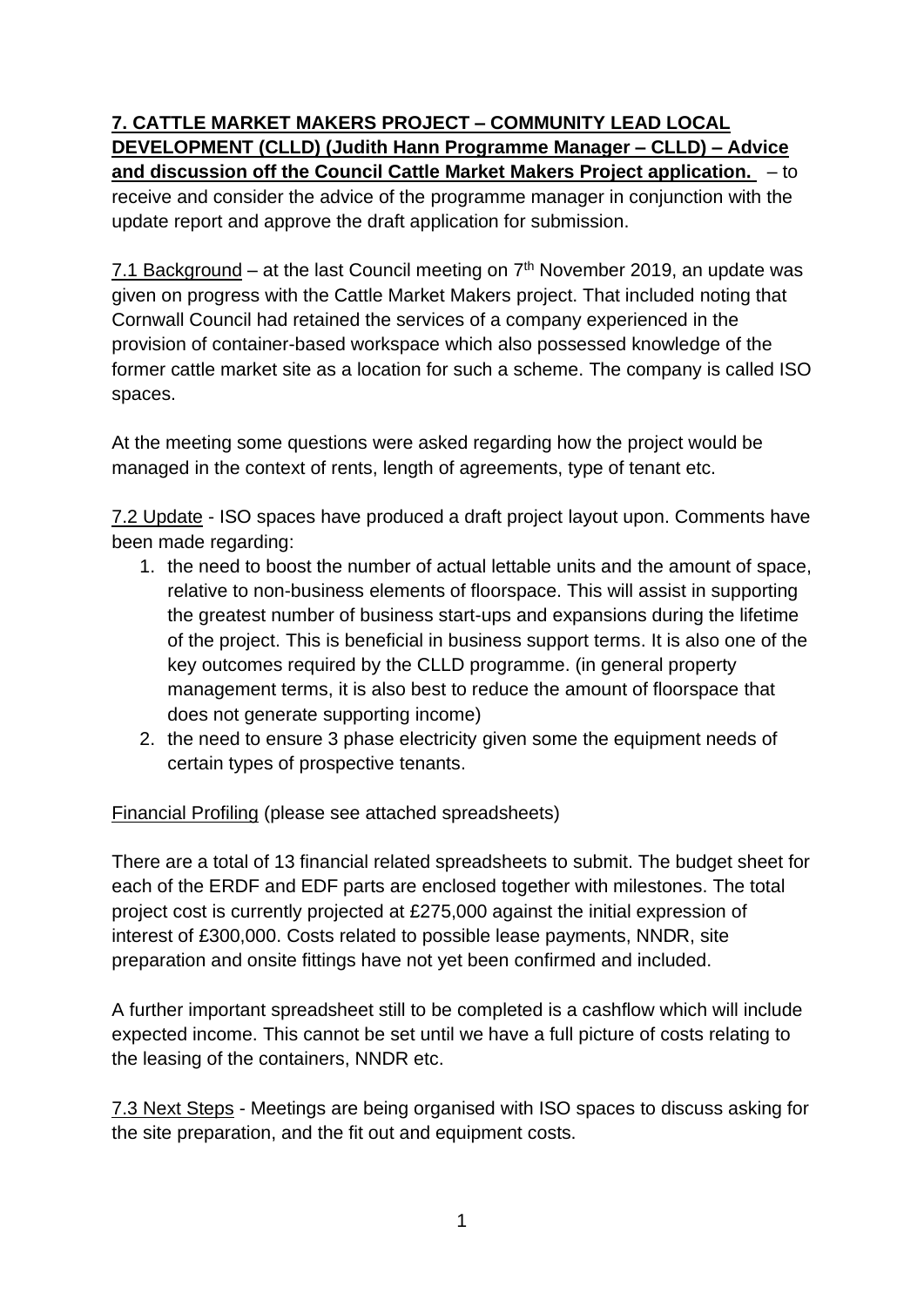**7. CATTLE MARKET MAKERS PROJECT – COMMUNITY LEAD LOCAL DEVELOPMENT (CLLD) (Judith Hann Programme Manager – CLLD) – Advice and discussion off the Council Cattle Market Makers Project application.** – to receive and consider the advice of the programme manager in conjunction with the update report and approve the draft application for submission.

7.1 Background – at the last Council meeting on 7th November 2019, an update was given on progress with the Cattle Market Makers project. That included noting that Cornwall Council had retained the services of a company experienced in the provision of container-based workspace which also possessed knowledge of the former cattle market site as a location for such a scheme. The company is called ISO spaces.

At the meeting some questions were asked regarding how the project would be managed in the context of rents, length of agreements, type of tenant etc.

7.2 Update - ISO spaces have produced a draft project layout upon. Comments have been made regarding:

1. the need to boost the number of actual lettable units and the amount of space, relative to non-business elements of floorspace. This will assist in supporting the greatest number of business start-ups and expansions during the lifetime of the project. This is beneficial in business support terms. It is also one of the key outcomes required by the CLLD programme. (in general property management terms, it is also best to reduce the amount of floorspace that does not generate supporting income)
2. the need to ensure 3 phase electricity given some the equipment needs of certain types of prospective tenants.

Financial Profiling (please see attached spreadsheets)

There are a total of 13 financial related spreadsheets to submit. The budget sheet for each of the ERDF and EDF parts are enclosed together with milestones. The total project cost is currently projected at £275,000 against the initial expression of interest of £300,000. Costs related to possible lease payments, NNDR, site preparation and onsite fittings have not yet been confirmed and included.

A further important spreadsheet still to be completed is a cashflow which will include expected income. This cannot be set until we have a full picture of costs relating to the leasing of the containers, NNDR etc.

7.3 Next Steps - Meetings are being organised with ISO spaces to discuss asking for the site preparation, and the fit out and equipment costs.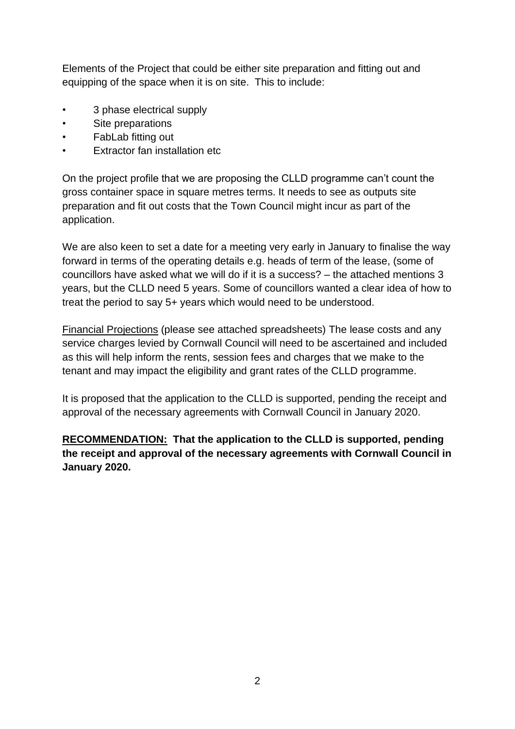Elements of the Project that could be either site preparation and fitting out and equipping of the space when it is on site. This to include:

- 3 phase electrical supply
- Site preparations
- FabLab fitting out
- Extractor fan installation etc

On the project profile that we are proposing the CLLD programme can't count the gross container space in square metres terms. It needs to see as outputs site preparation and fit out costs that the Town Council might incur as part of the application.

We are also keen to set a date for a meeting very early in January to finalise the way forward in terms of the operating details e.g. heads of term of the lease, (some of councillors have asked what we will do if it is a success? – the attached mentions 3 years, but the CLLD need 5 years. Some of councillors wanted a clear idea of how to treat the period to say 5+ years which would need to be understood.

<u>Financial Projections</u> (please see attached spreadsheets) The lease costs and any service charges levied by Cornwall Council will need to be ascertained and included as this will help inform the rents, session fees and charges that we make to the tenant and may impact the eligibility and grant rates of the CLLD programme.

It is proposed that the application to the CLLD is supported, pending the receipt and approval of the necessary agreements with Cornwall Council in January 2020.

**<u>RECOMMENDATION:</u> That the application to the CLLD is supported, pending the receipt and approval of the necessary agreements with Cornwall Council in January 2020.**